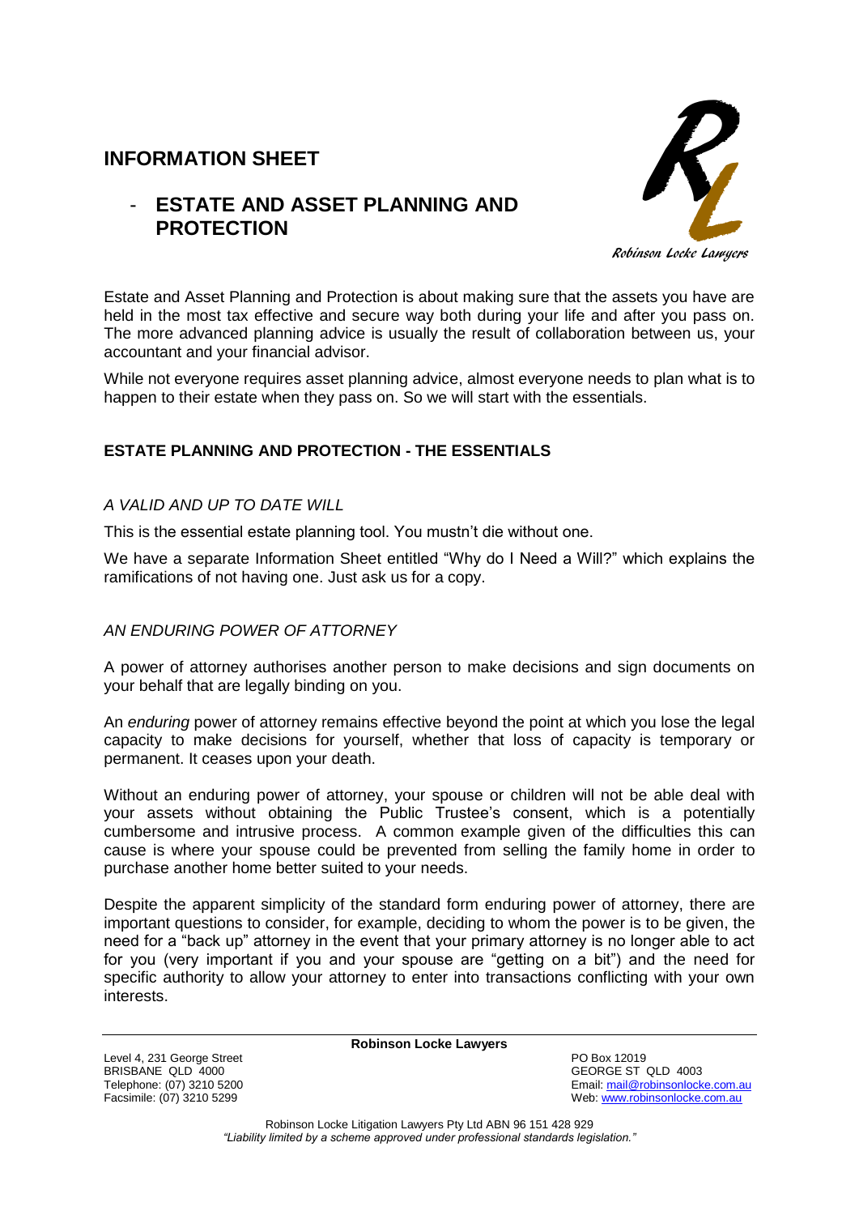# INFORMATION SHEET

## - ESTATE AND ASSET PLANNING AND PROTECTION

Robinson Locke Lawyers

Estate and Asset Planning and Protection is about making sure that the assets you have are held in the most tax effective and secure way both during your life and after you pass on. The more advanced planning advice is usually the result of collaboration between us, your accountant and your financial advisor.

While not everyone requires asset planning advice, almost everyone needs to plan what is to happen to their estate when they pass on. So we will start with the essentials.

### ESTATE PLANNING AND PROTECTION - THE ESSENTIALS

*A VALID AND UP TO DATE WILL*

This is the essential estate planning tool. You mustn't die without one.

We have a separate Information Sheet entitled "Why do I Need a Will?" which explains the ramifications of not having one. Just ask us for a copy.

*AN ENDURING POWER OF ATTORNEY*

A power of attorney authorises another person to make decisions and sign documents on your behalf that are legally binding on you.

An *enduring* power of attorney remains effective beyond the point at which you lose the legal capacity to make decisions for yourself, whether that loss of capacity is temporary or permanent. It ceases upon your death.

Without an enduring power of attorney, your spouse or children will not be able deal with your assets without obtaining the Public Trustee's consent, which is a potentially cumbersome and intrusive process. A common example given of the difficulties this can cause is where your spouse could be prevented from selling the family home in order to purchase another home better suited to your needs.

Despite the apparent simplicity of the standard form enduring power of attorney, there are important questions to consider, for example, deciding to whom the power is to be given, the need for a "back up" attorney in the event that your primary attorney is no longer able to act for you (very important if you and your spouse are "getting on a bit") and the need for specific authority to allow your attorney to enter into transactions conflicting with your own interests.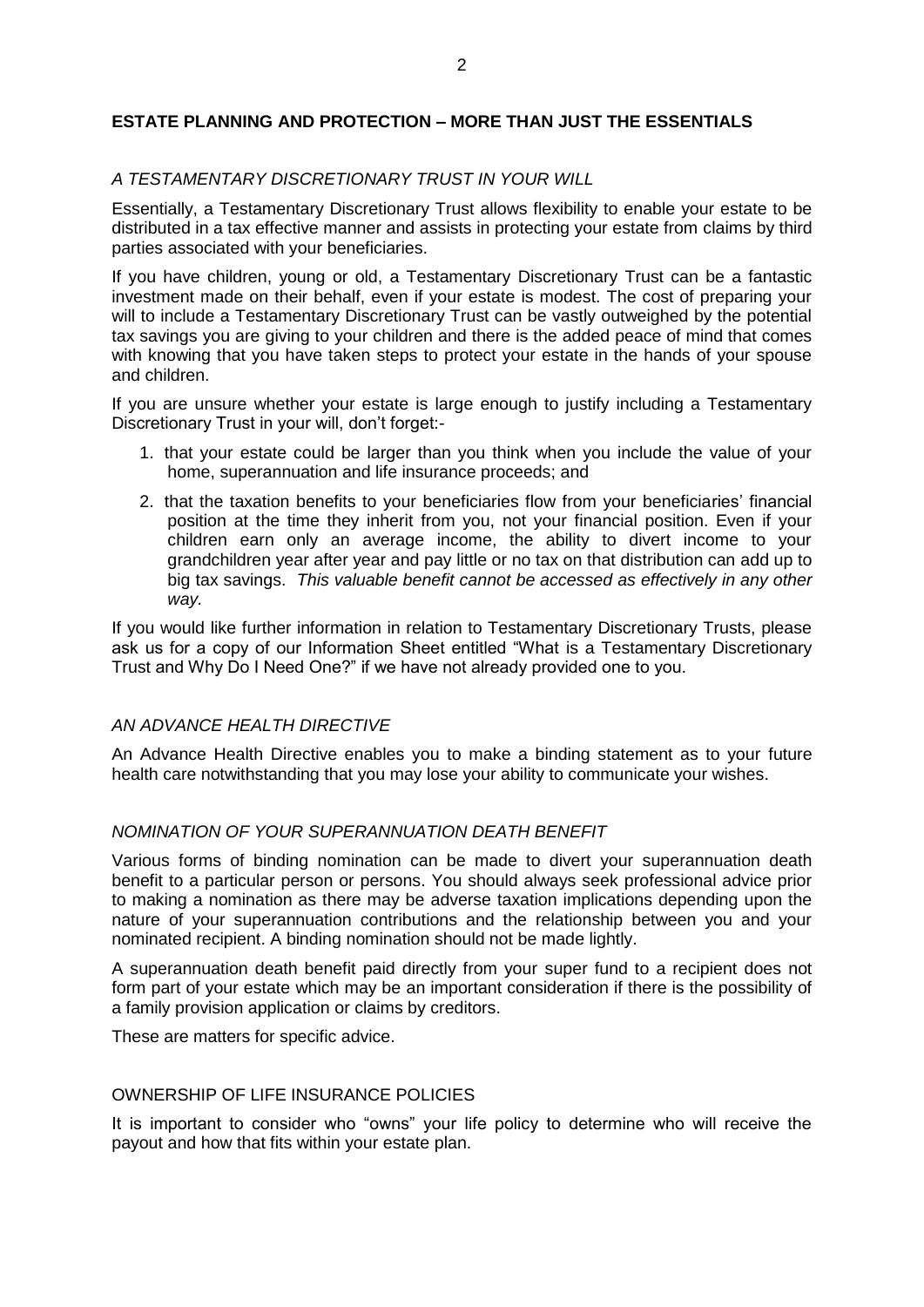## ESTATE PLANNING AND PROTECTION – MORE THAN JUST THE ESSENTIALS

### *A TESTAMENTARY DISCRETIONARY TRUST IN YOUR WILL*

Essentially, a Testamentary Discretionary Trust allows flexibility to enable your estate to be distributed in a tax effective manner and assists in protecting your estate from claims by third parties associated with your beneficiaries.

If you have children, young or old, a Testamentary Discretionary Trust can be a fantastic investment made on their behalf, even if your estate is modest. The cost of preparing your will to include a Testamentary Discretionary Trust can be vastly outweighed by the potential tax savings you are giving to your children and there is the added peace of mind that comes with knowing that you have taken steps to protect your estate in the hands of your spouse and children.

If you are unsure whether your estate is large enough to justify including a Testamentary Discretionary Trust in your will, don't forget:-

1. that your estate could be larger than you think when you include the value of your home, superannuation and life insurance proceeds; and
2. that the taxation benefits to your beneficiaries flow from your beneficiaries' financial position at the time they inherit from you, not your financial position. Even if your children earn only an average income, the ability to divert income to your grandchildren year after year and pay little or no tax on that distribution can add up to big tax savings. *This valuable benefit cannot be accessed as effectively in any other way.*

If you would like further information in relation to Testamentary Discretionary Trusts, please ask us for a copy of our Information Sheet entitled "What is a Testamentary Discretionary Trust and Why Do I Need One?" if we have not already provided one to you.

### *AN ADVANCE HEALTH DIRECTIVE*

An Advance Health Directive enables you to make a binding statement as to your future health care notwithstanding that you may lose your ability to communicate your wishes.

### *NOMINATION OF YOUR SUPERANNUATION DEATH BENEFIT*

Various forms of binding nomination can be made to divert your superannuation death benefit to a particular person or persons. You should always seek professional advice prior to making a nomination as there may be adverse taxation implications depending upon the nature of your superannuation contributions and the relationship between you and your nominated recipient. A binding nomination should not be made lightly.

A superannuation death benefit paid directly from your super fund to a recipient does not form part of your estate which may be an important consideration if there is the possibility of a family provision application or claims by creditors.

These are matters for specific advice.

### OWNERSHIP OF LIFE INSURANCE POLICIES

It is important to consider who "owns" your life policy to determine who will receive the payout and how that fits within your estate plan.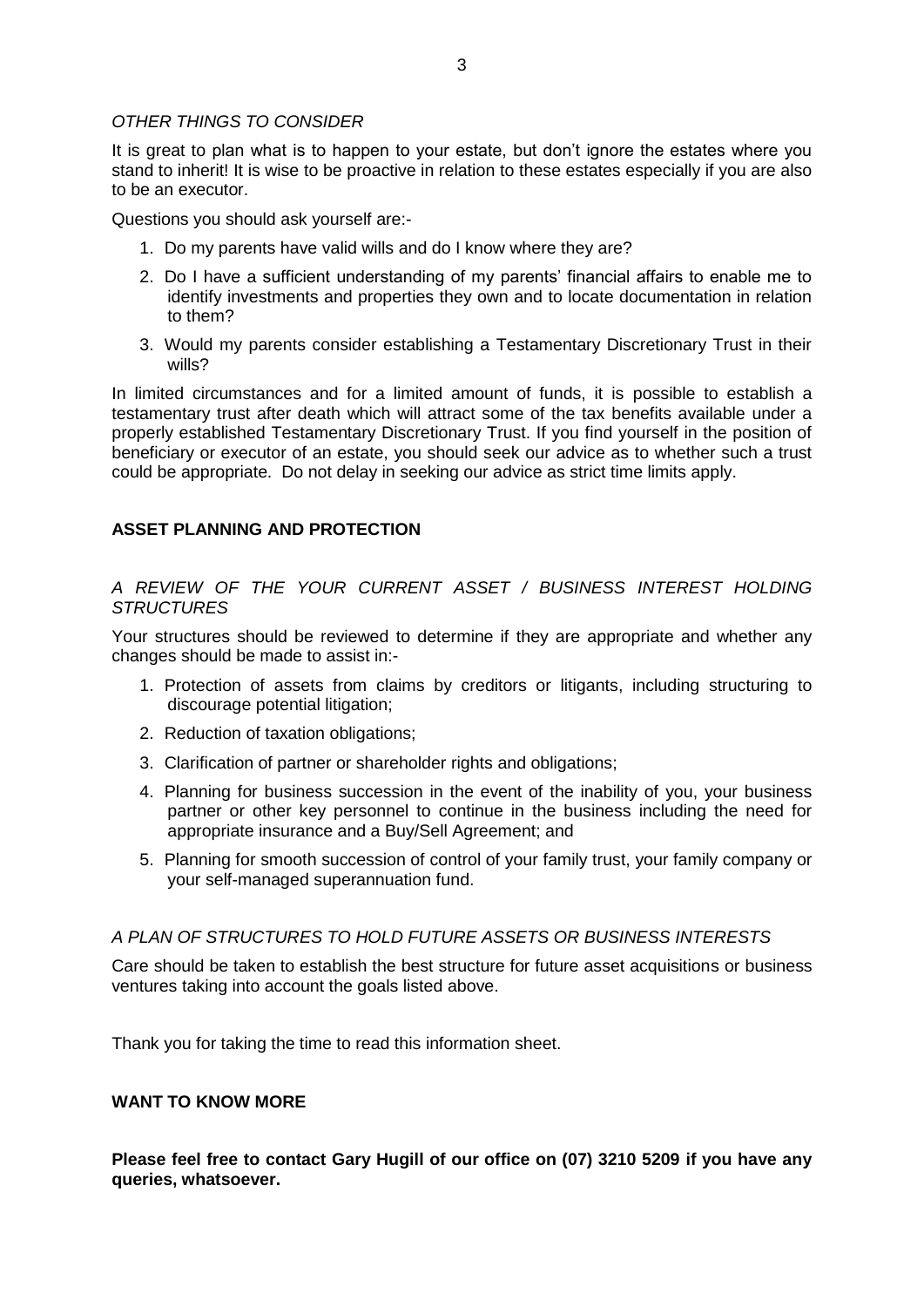### *OTHER THINGS TO CONSIDER*

It is great to plan what is to happen to your estate, but don't ignore the estates where you stand to inherit! It is wise to be proactive in relation to these estates especially if you are also to be an executor.

Questions you should ask yourself are:-

1. Do my parents have valid wills and do I know where they are?
2. Do I have a sufficient understanding of my parents' financial affairs to enable me to identify investments and properties they own and to locate documentation in relation to them?
3. Would my parents consider establishing a Testamentary Discretionary Trust in their wills?

In limited circumstances and for a limited amount of funds, it is possible to establish a testamentary trust after death which will attract some of the tax benefits available under a properly established Testamentary Discretionary Trust. If you find yourself in the position of beneficiary or executor of an estate, you should seek our advice as to whether such a trust could be appropriate. Do not delay in seeking our advice as strict time limits apply.

## **ASSET PLANNING AND PROTECTION**

### *A REVIEW OF THE YOUR CURRENT ASSET / BUSINESS INTEREST HOLDING STRUCTURES*

Your structures should be reviewed to determine if they are appropriate and whether any changes should be made to assist in:-

1. Protection of assets from claims by creditors or litigants, including structuring to discourage potential litigation;
2. Reduction of taxation obligations;
3. Clarification of partner or shareholder rights and obligations;
4. Planning for business succession in the event of the inability of you, your business partner or other key personnel to continue in the business including the need for appropriate insurance and a Buy/Sell Agreement; and
5. Planning for smooth succession of control of your family trust, your family company or your self-managed superannuation fund.

### *A PLAN OF STRUCTURES TO HOLD FUTURE ASSETS OR BUSINESS INTERESTS*

Care should be taken to establish the best structure for future asset acquisitions or business ventures taking into account the goals listed above.

Thank you for taking the time to read this information sheet.

## **WANT TO KNOW MORE**

**Please feel free to contact Gary Hugill of our office on (07) 3210 5209 if you have any queries, whatsoever.**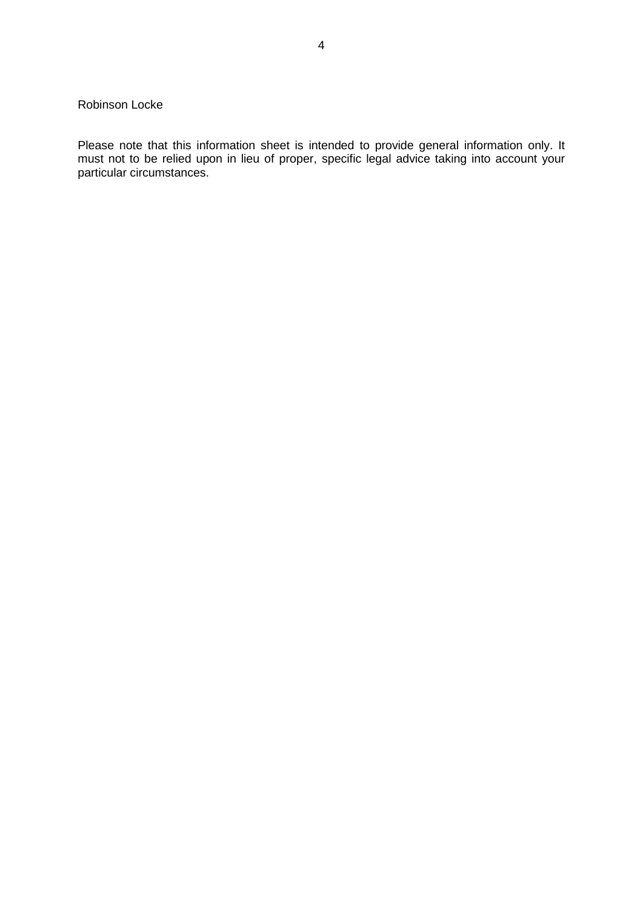Robinson Locke

Please note that this information sheet is intended to provide general information only. It must not to be relied upon in lieu of proper, specific legal advice taking into account your particular circumstances.